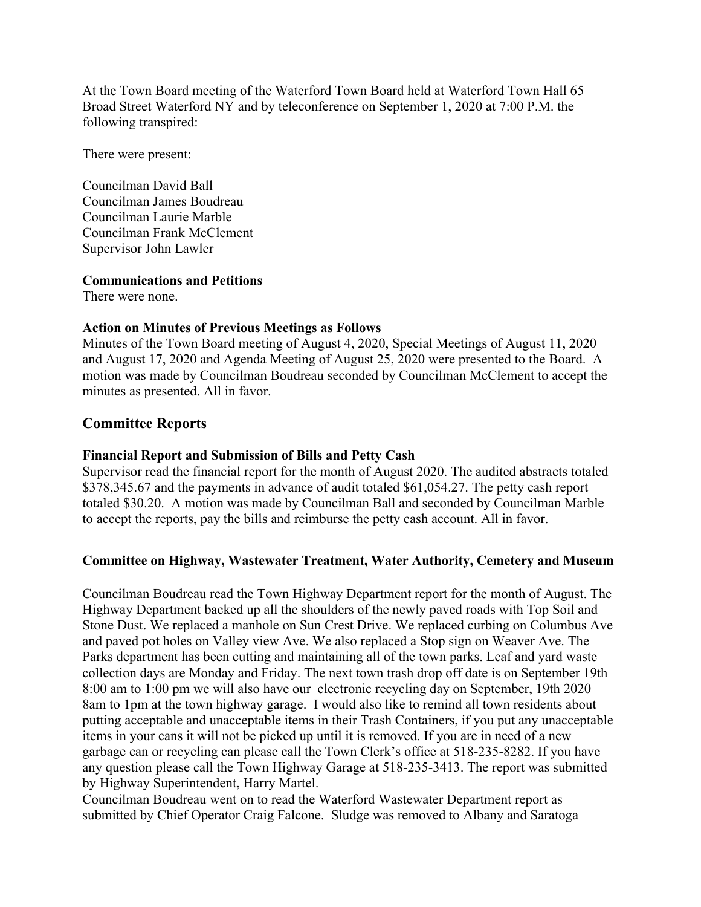At the Town Board meeting of the Waterford Town Board held at Waterford Town Hall 65 Broad Street Waterford NY and by teleconference on September 1, 2020 at 7:00 P.M. the following transpired:

There were present:

Councilman David Ball
Councilman James Boudreau
Councilman Laurie Marble
Councilman Frank McClement
Supervisor John Lawler

**Communications and Petitions**
There were none.

**Action on Minutes of Previous Meetings as Follows**
Minutes of the Town Board meeting of August 4, 2020, Special Meetings of August 11, 2020 and August 17, 2020 and Agenda Meeting of August 25, 2020 were presented to the Board. A motion was made by Councilman Boudreau seconded by Councilman McClement to accept the minutes as presented. All in favor.

## Committee Reports

**Financial Report and Submission of Bills and Petty Cash**
Supervisor read the financial report for the month of August 2020. The audited abstracts totaled $378,345.67 and the payments in advance of audit totaled $61,054.27. The petty cash report totaled $30.20. A motion was made by Councilman Ball and seconded by Councilman Marble to accept the reports, pay the bills and reimburse the petty cash account. All in favor.

**Committee on Highway, Wastewater Treatment, Water Authority, Cemetery and Museum**

Councilman Boudreau read the Town Highway Department report for the month of August. The Highway Department backed up all the shoulders of the newly paved roads with Top Soil and Stone Dust. We replaced a manhole on Sun Crest Drive. We replaced curbing on Columbus Ave and paved pot holes on Valley view Ave. We also replaced a Stop sign on Weaver Ave. The Parks department has been cutting and maintaining all of the town parks. Leaf and yard waste collection days are Monday and Friday. The next town trash drop off date is on September 19th 8:00 am to 1:00 pm we will also have our electronic recycling day on September, 19th 2020 8am to 1pm at the town highway garage. I would also like to remind all town residents about putting acceptable and unacceptable items in their Trash Containers, if you put any unacceptable items in your cans it will not be picked up until it is removed. If you are in need of a new garbage can or recycling can please call the Town Clerk's office at 518-235-8282. If you have any question please call the Town Highway Garage at 518-235-3413. The report was submitted by Highway Superintendent, Harry Martel.
Councilman Boudreau went on to read the Waterford Wastewater Department report as submitted by Chief Operator Craig Falcone. Sludge was removed to Albany and Saratoga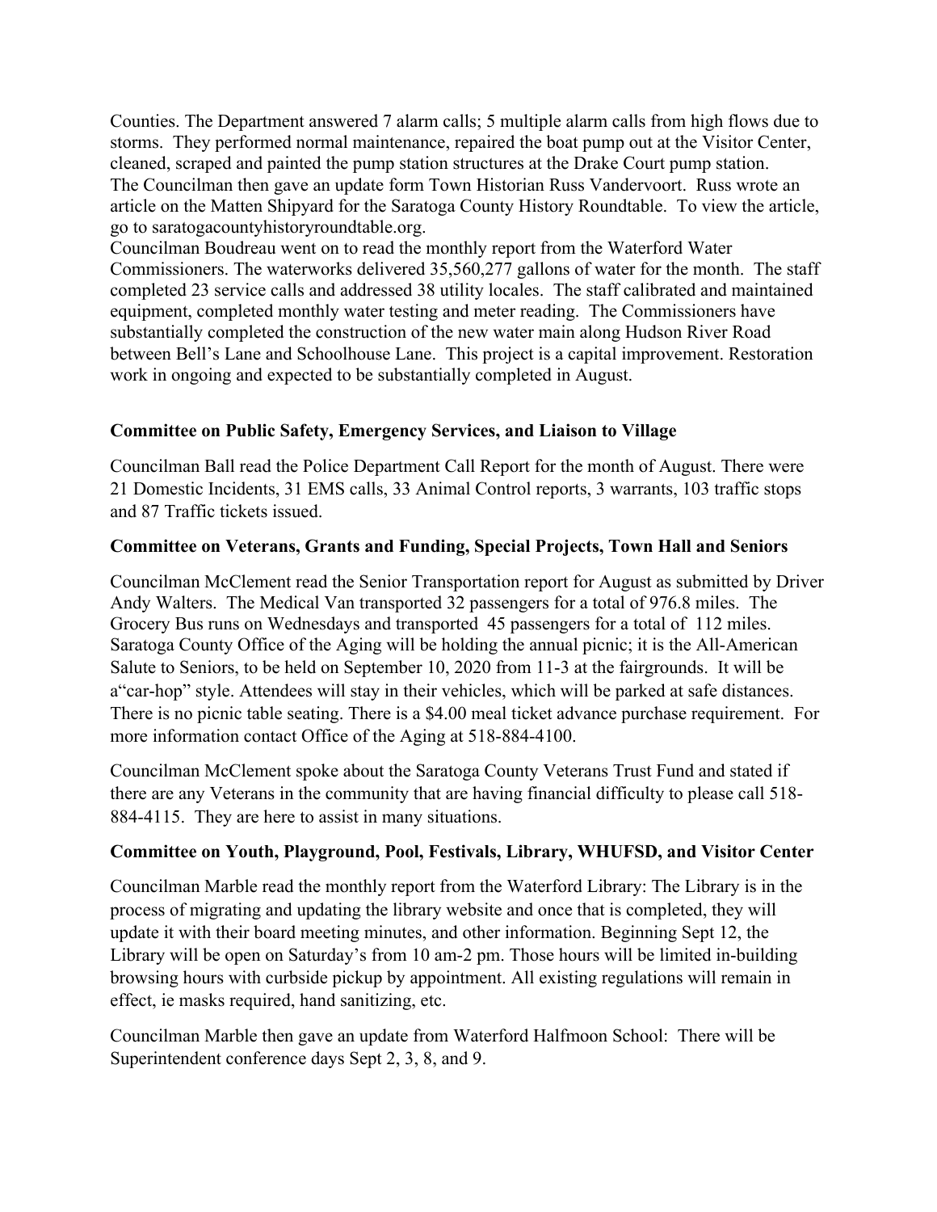Counties. The Department answered 7 alarm calls; 5 multiple alarm calls from high flows due to storms. They performed normal maintenance, repaired the boat pump out at the Visitor Center, cleaned, scraped and painted the pump station structures at the Drake Court pump station.
The Councilman then gave an update form Town Historian Russ Vandervoort. Russ wrote an article on the Matten Shipyard for the Saratoga County History Roundtable. To view the article, go to saratogacountyhistoryroundtable.org.
Councilman Boudreau went on to read the monthly report from the Waterford Water Commissioners. The waterworks delivered 35,560,277 gallons of water for the month. The staff completed 23 service calls and addressed 38 utility locales. The staff calibrated and maintained equipment, completed monthly water testing and meter reading. The Commissioners have substantially completed the construction of the new water main along Hudson River Road between Bell's Lane and Schoolhouse Lane. This project is a capital improvement. Restoration work in ongoing and expected to be substantially completed in August.

**Committee on Public Safety, Emergency Services, and Liaison to Village**

Councilman Ball read the Police Department Call Report for the month of August. There were 21 Domestic Incidents, 31 EMS calls, 33 Animal Control reports, 3 warrants, 103 traffic stops and 87 Traffic tickets issued.

**Committee on Veterans, Grants and Funding, Special Projects, Town Hall and Seniors**

Councilman McClement read the Senior Transportation report for August as submitted by Driver Andy Walters. The Medical Van transported 32 passengers for a total of 976.8 miles. The Grocery Bus runs on Wednesdays and transported 45 passengers for a total of 112 miles. Saratoga County Office of the Aging will be holding the annual picnic; it is the All-American Salute to Seniors, to be held on September 10, 2020 from 11-3 at the fairgrounds. It will be a"car-hop" style. Attendees will stay in their vehicles, which will be parked at safe distances. There is no picnic table seating. There is a $4.00 meal ticket advance purchase requirement. For more information contact Office of the Aging at 518-884-4100.

Councilman McClement spoke about the Saratoga County Veterans Trust Fund and stated if there are any Veterans in the community that are having financial difficulty to please call 518-884-4115. They are here to assist in many situations.

**Committee on Youth, Playground, Pool, Festivals, Library, WHUFSD, and Visitor Center**

Councilman Marble read the monthly report from the Waterford Library: The Library is in the process of migrating and updating the library website and once that is completed, they will update it with their board meeting minutes, and other information. Beginning Sept 12, the Library will be open on Saturday's from 10 am-2 pm. Those hours will be limited in-building browsing hours with curbside pickup by appointment. All existing regulations will remain in effect, ie masks required, hand sanitizing, etc.

Councilman Marble then gave an update from Waterford Halfmoon School: There will be Superintendent conference days Sept 2, 3, 8, and 9.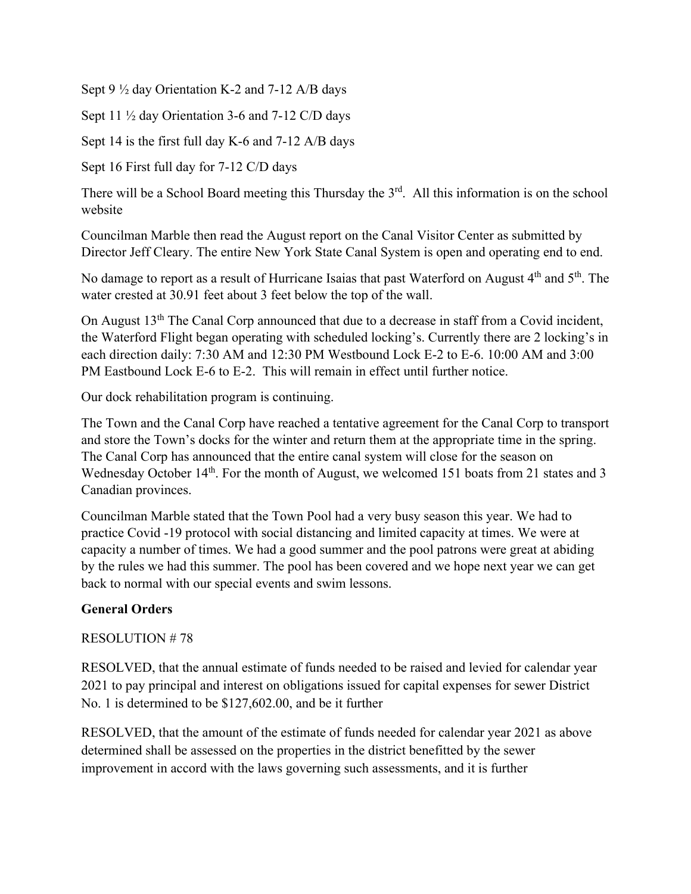Sept 9 ½ day Orientation K-2 and 7-12 A/B days

Sept 11 ½ day Orientation 3-6 and 7-12 C/D days

Sept 14 is the first full day K-6 and 7-12 A/B days

Sept 16 First full day for 7-12 C/D days

There will be a School Board meeting this Thursday the 3rd. All this information is on the school website

Councilman Marble then read the August report on the Canal Visitor Center as submitted by Director Jeff Cleary. The entire New York State Canal System is open and operating end to end.

No damage to report as a result of Hurricane Isaias that past Waterford on August 4th and 5th. The water crested at 30.91 feet about 3 feet below the top of the wall.

On August 13th The Canal Corp announced that due to a decrease in staff from a Covid incident, the Waterford Flight began operating with scheduled locking's. Currently there are 2 locking's in each direction daily: 7:30 AM and 12:30 PM Westbound Lock E-2 to E-6. 10:00 AM and 3:00 PM Eastbound Lock E-6 to E-2. This will remain in effect until further notice.

Our dock rehabilitation program is continuing.

The Town and the Canal Corp have reached a tentative agreement for the Canal Corp to transport and store the Town's docks for the winter and return them at the appropriate time in the spring. The Canal Corp has announced that the entire canal system will close for the season on Wednesday October 14th. For the month of August, we welcomed 151 boats from 21 states and 3 Canadian provinces.

Councilman Marble stated that the Town Pool had a very busy season this year. We had to practice Covid -19 protocol with social distancing and limited capacity at times. We were at capacity a number of times. We had a good summer and the pool patrons were great at abiding by the rules we had this summer. The pool has been covered and we hope next year we can get back to normal with our special events and swim lessons.

**General Orders**

RESOLUTION # 78

RESOLVED, that the annual estimate of funds needed to be raised and levied for calendar year 2021 to pay principal and interest on obligations issued for capital expenses for sewer District No. 1 is determined to be $127,602.00, and be it further

RESOLVED, that the amount of the estimate of funds needed for calendar year 2021 as above determined shall be assessed on the properties in the district benefitted by the sewer improvement in accord with the laws governing such assessments, and it is further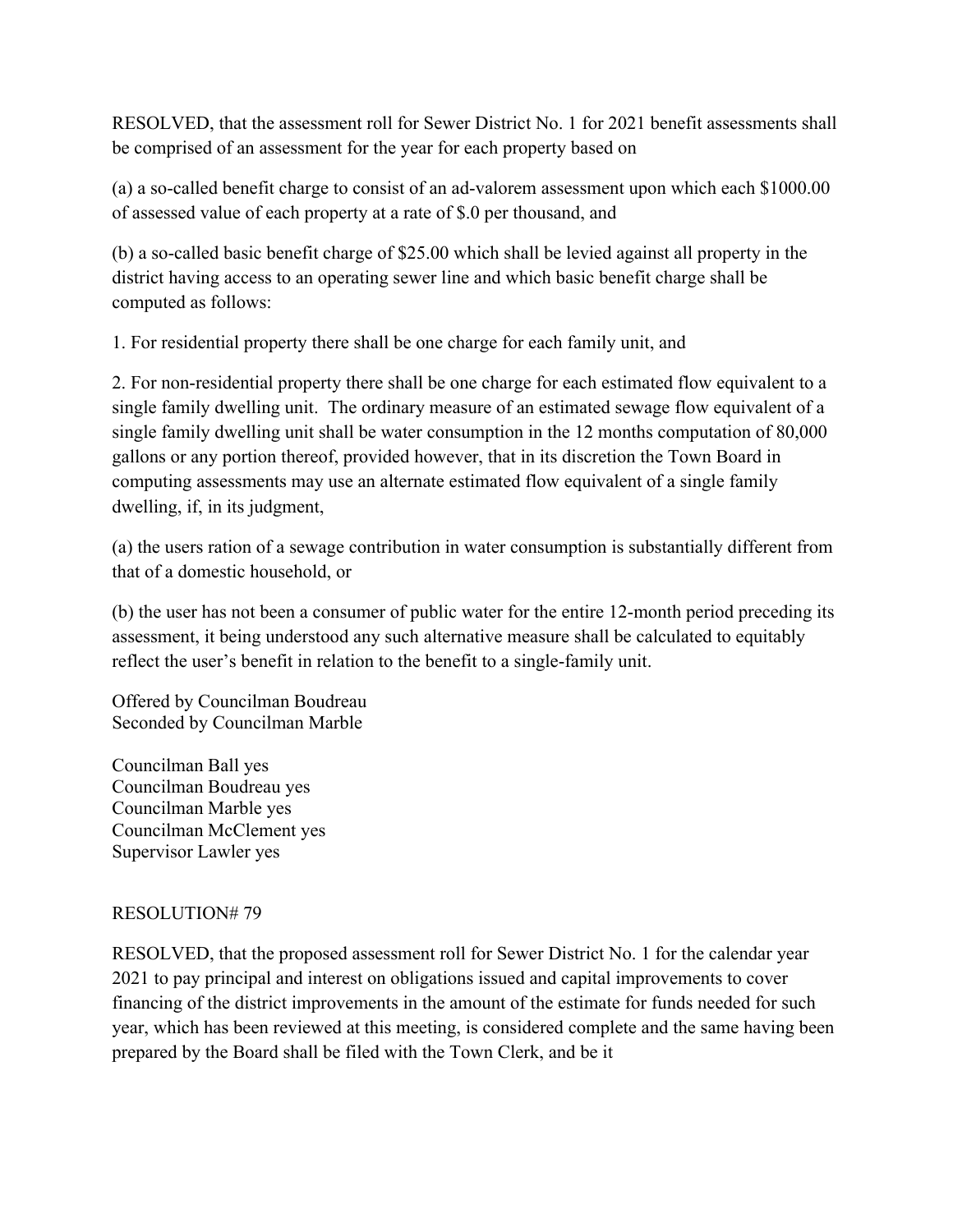RESOLVED, that the assessment roll for Sewer District No. 1 for 2021 benefit assessments shall be comprised of an assessment for the year for each property based on

(a) a so-called benefit charge to consist of an ad-valorem assessment upon which each $1000.00 of assessed value of each property at a rate of $.0 per thousand, and

(b) a so-called basic benefit charge of $25.00 which shall be levied against all property in the district having access to an operating sewer line and which basic benefit charge shall be computed as follows:

1. For residential property there shall be one charge for each family unit, and

2. For non-residential property there shall be one charge for each estimated flow equivalent to a single family dwelling unit. The ordinary measure of an estimated sewage flow equivalent of a single family dwelling unit shall be water consumption in the 12 months computation of 80,000 gallons or any portion thereof, provided however, that in its discretion the Town Board in computing assessments may use an alternate estimated flow equivalent of a single family dwelling, if, in its judgment,

(a) the users ration of a sewage contribution in water consumption is substantially different from that of a domestic household, or

(b) the user has not been a consumer of public water for the entire 12-month period preceding its assessment, it being understood any such alternative measure shall be calculated to equitably reflect the user's benefit in relation to the benefit to a single-family unit.

Offered by Councilman Boudreau
Seconded by Councilman Marble

Councilman Ball yes
Councilman Boudreau yes
Councilman Marble yes
Councilman McClement yes
Supervisor Lawler yes

RESOLUTION# 79

RESOLVED, that the proposed assessment roll for Sewer District No. 1 for the calendar year 2021 to pay principal and interest on obligations issued and capital improvements to cover financing of the district improvements in the amount of the estimate for funds needed for such year, which has been reviewed at this meeting, is considered complete and the same having been prepared by the Board shall be filed with the Town Clerk, and be it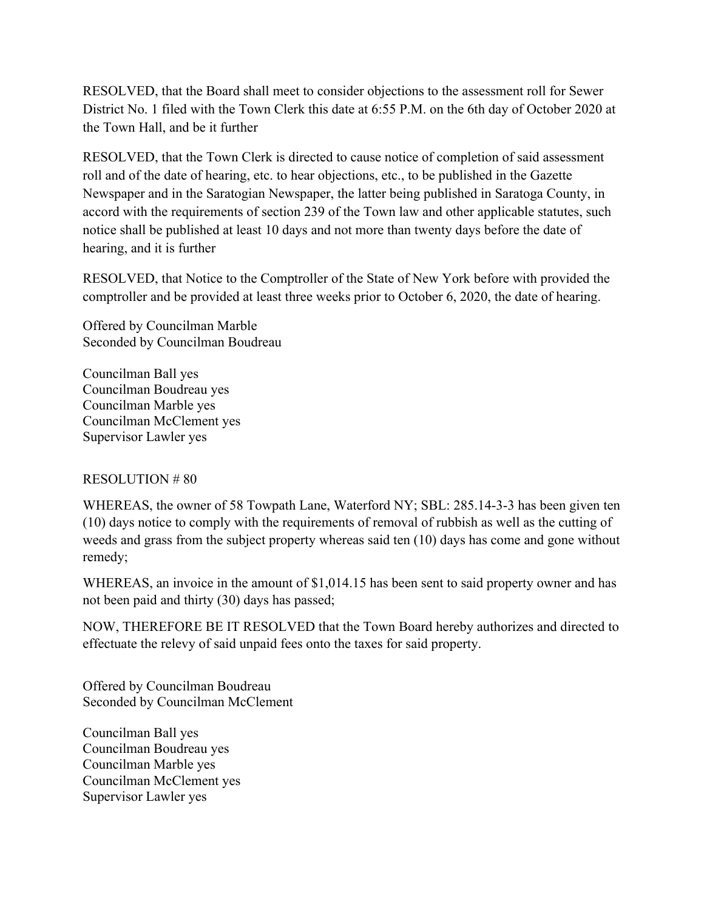RESOLVED, that the Board shall meet to consider objections to the assessment roll for Sewer District No. 1 filed with the Town Clerk this date at 6:55 P.M. on the 6th day of October 2020 at the Town Hall, and be it further

RESOLVED, that the Town Clerk is directed to cause notice of completion of said assessment roll and of the date of hearing, etc. to hear objections, etc., to be published in the Gazette Newspaper and in the Saratogian Newspaper, the latter being published in Saratoga County, in accord with the requirements of section 239 of the Town law and other applicable statutes, such notice shall be published at least 10 days and not more than twenty days before the date of hearing, and it is further

RESOLVED, that Notice to the Comptroller of the State of New York before with provided the comptroller and be provided at least three weeks prior to October 6, 2020, the date of hearing.

Offered by Councilman Marble
Seconded by Councilman Boudreau

Councilman Ball yes
Councilman Boudreau yes
Councilman Marble yes
Councilman McClement yes
Supervisor Lawler yes

RESOLUTION # 80

WHEREAS, the owner of 58 Towpath Lane, Waterford NY; SBL: 285.14-3-3 has been given ten (10) days notice to comply with the requirements of removal of rubbish as well as the cutting of weeds and grass from the subject property whereas said ten (10) days has come and gone without remedy;

WHEREAS, an invoice in the amount of $1,014.15 has been sent to said property owner and has not been paid and thirty (30) days has passed;

NOW, THEREFORE BE IT RESOLVED that the Town Board hereby authorizes and directed to effectuate the relevy of said unpaid fees onto the taxes for said property.

Offered by Councilman Boudreau
Seconded by Councilman McClement

Councilman Ball yes
Councilman Boudreau yes
Councilman Marble yes
Councilman McClement yes
Supervisor Lawler yes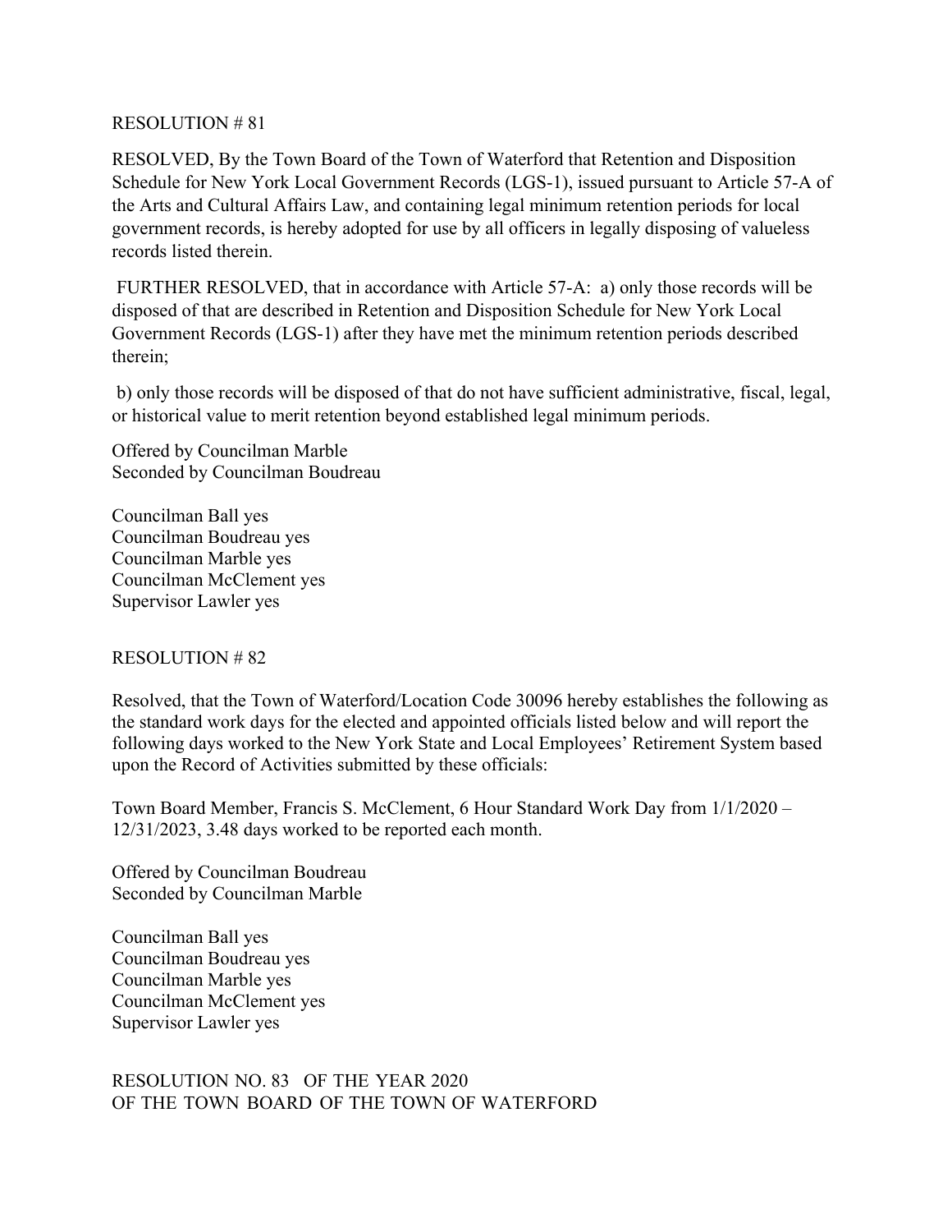RESOLUTION # 81

RESOLVED, By the Town Board of the Town of Waterford that Retention and Disposition Schedule for New York Local Government Records (LGS-1), issued pursuant to Article 57-A of the Arts and Cultural Affairs Law, and containing legal minimum retention periods for local government records, is hereby adopted for use by all officers in legally disposing of valueless records listed therein.

FURTHER RESOLVED, that in accordance with Article 57-A: a) only those records will be disposed of that are described in Retention and Disposition Schedule for New York Local Government Records (LGS-1) after they have met the minimum retention periods described therein;

b) only those records will be disposed of that do not have sufficient administrative, fiscal, legal, or historical value to merit retention beyond established legal minimum periods.

Offered by Councilman Marble
Seconded by Councilman Boudreau

Councilman Ball yes
Councilman Boudreau yes
Councilman Marble yes
Councilman McClement yes
Supervisor Lawler yes

RESOLUTION # 82

Resolved, that the Town of Waterford/Location Code 30096 hereby establishes the following as the standard work days for the elected and appointed officials listed below and will report the following days worked to the New York State and Local Employees' Retirement System based upon the Record of Activities submitted by these officials:

Town Board Member, Francis S. McClement, 6 Hour Standard Work Day from 1/1/2020 – 12/31/2023, 3.48 days worked to be reported each month.

Offered by Councilman Boudreau
Seconded by Councilman Marble

Councilman Ball yes
Councilman Boudreau yes
Councilman Marble yes
Councilman McClement yes
Supervisor Lawler yes

RESOLUTION NO. 83 OF THE YEAR 2020
OF THE TOWN BOARD OF THE TOWN OF WATERFORD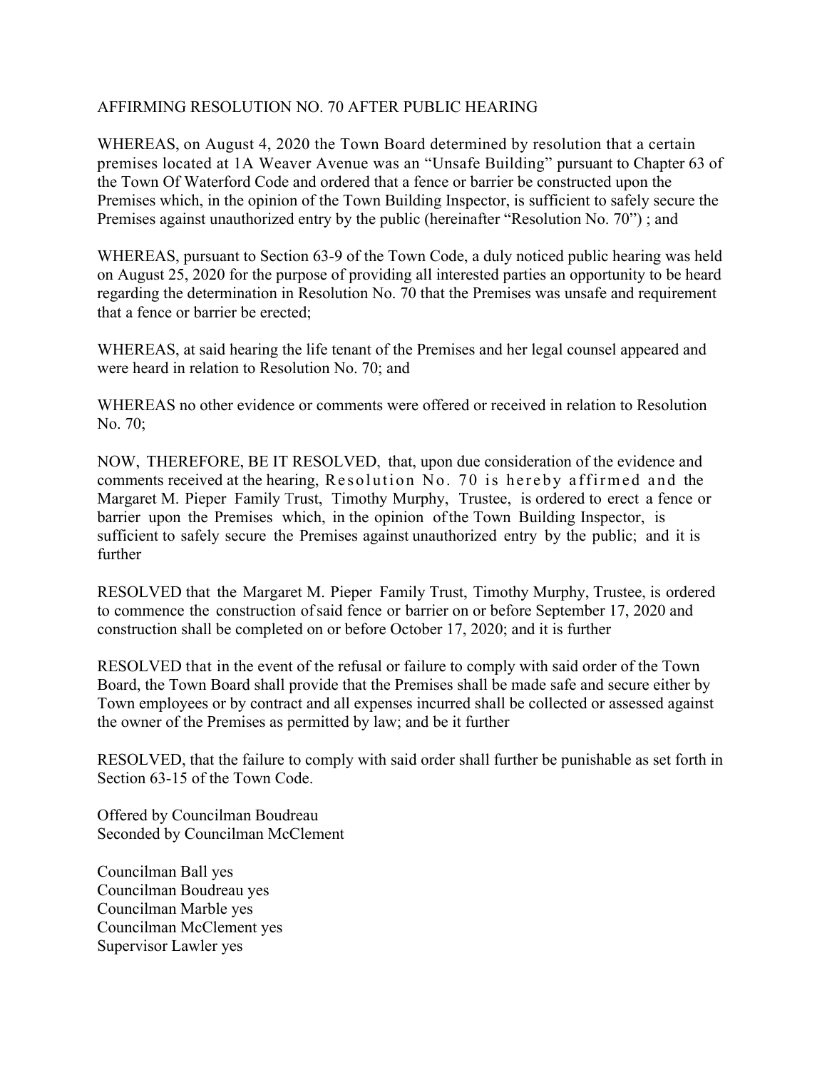AFFIRMING RESOLUTION NO. 70 AFTER PUBLIC HEARING

WHEREAS, on August 4, 2020 the Town Board determined by resolution that a certain premises located at 1A Weaver Avenue was an "Unsafe Building" pursuant to Chapter 63 of the Town Of Waterford Code and ordered that a fence or barrier be constructed upon the Premises which, in the opinion of the Town Building Inspector, is sufficient to safely secure the Premises against unauthorized entry by the public (hereinafter "Resolution No. 70") ; and

WHEREAS, pursuant to Section 63-9 of the Town Code, a duly noticed public hearing was held on August 25, 2020 for the purpose of providing all interested parties an opportunity to be heard regarding the determination in Resolution No. 70 that the Premises was unsafe and requirement that a fence or barrier be erected;

WHEREAS, at said hearing the life tenant of the Premises and her legal counsel appeared and were heard in relation to Resolution No. 70; and

WHEREAS no other evidence or comments were offered or received in relation to Resolution No. 70;

NOW, THEREFORE, BE IT RESOLVED, that, upon due consideration of the evidence and comments received at the hearing, Resolution No. 70 is hereby affirmed and the Margaret M. Pieper Family Trust, Timothy Murphy, Trustee, is ordered to erect a fence or barrier upon the Premises which, in the opinion of the Town Building Inspector, is sufficient to safely secure the Premises against unauthorized entry by the public; and it is further

RESOLVED that the Margaret M. Pieper Family Trust, Timothy Murphy, Trustee, is ordered to commence the construction of said fence or barrier on or before September 17, 2020 and construction shall be completed on or before October 17, 2020; and it is further

RESOLVED that in the event of the refusal or failure to comply with said order of the Town Board, the Town Board shall provide that the Premises shall be made safe and secure either by Town employees or by contract and all expenses incurred shall be collected or assessed against the owner of the Premises as permitted by law; and be it further

RESOLVED, that the failure to comply with said order shall further be punishable as set forth in Section 63-15 of the Town Code.

Offered by Councilman Boudreau
Seconded by Councilman McClement

Councilman Ball yes
Councilman Boudreau yes
Councilman Marble yes
Councilman McClement yes
Supervisor Lawler yes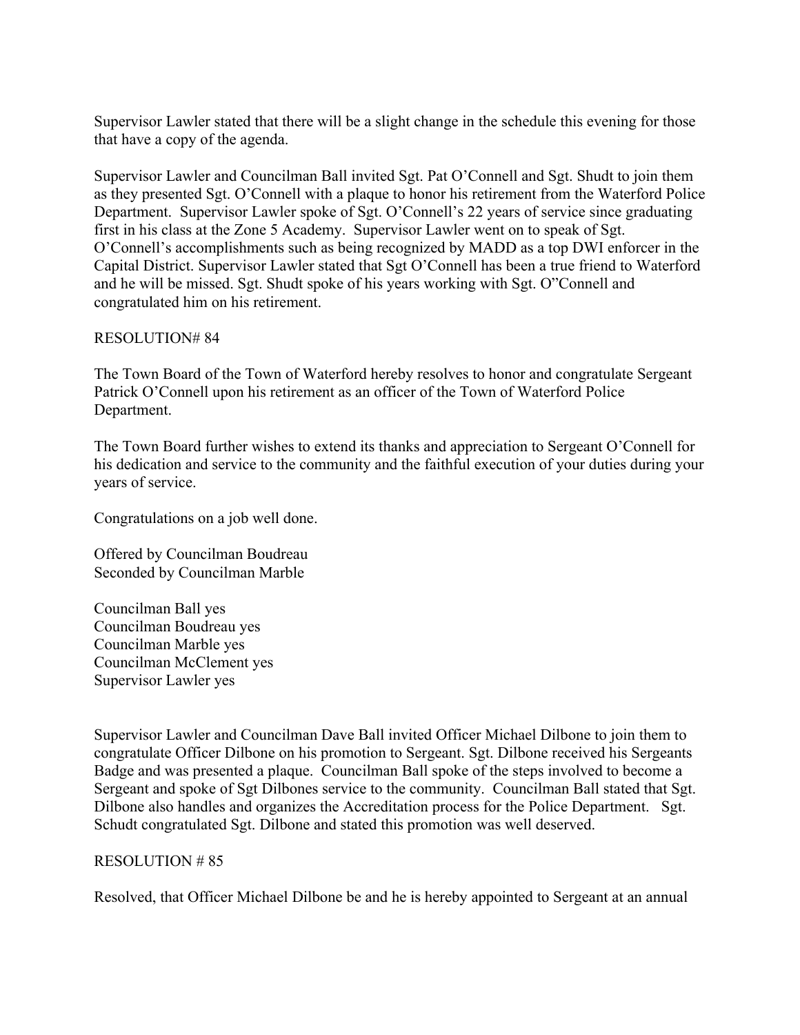Supervisor Lawler stated that there will be a slight change in the schedule this evening for those that have a copy of the agenda.

Supervisor Lawler and Councilman Ball invited Sgt. Pat O'Connell and Sgt. Shudt to join them as they presented Sgt. O'Connell with a plaque to honor his retirement from the Waterford Police Department. Supervisor Lawler spoke of Sgt. O'Connell's 22 years of service since graduating first in his class at the Zone 5 Academy. Supervisor Lawler went on to speak of Sgt. O'Connell's accomplishments such as being recognized by MADD as a top DWI enforcer in the Capital District. Supervisor Lawler stated that Sgt O'Connell has been a true friend to Waterford and he will be missed. Sgt. Shudt spoke of his years working with Sgt. O"Connell and congratulated him on his retirement.

RESOLUTION# 84

The Town Board of the Town of Waterford hereby resolves to honor and congratulate Sergeant Patrick O'Connell upon his retirement as an officer of the Town of Waterford Police Department.

The Town Board further wishes to extend its thanks and appreciation to Sergeant O'Connell for his dedication and service to the community and the faithful execution of your duties during your years of service.

Congratulations on a job well done.

Offered by Councilman Boudreau
Seconded by Councilman Marble

Councilman Ball yes
Councilman Boudreau yes
Councilman Marble yes
Councilman McClement yes
Supervisor Lawler yes

Supervisor Lawler and Councilman Dave Ball invited Officer Michael Dilbone to join them to congratulate Officer Dilbone on his promotion to Sergeant. Sgt. Dilbone received his Sergeants Badge and was presented a plaque. Councilman Ball spoke of the steps involved to become a Sergeant and spoke of Sgt Dilbones service to the community. Councilman Ball stated that Sgt. Dilbone also handles and organizes the Accreditation process for the Police Department. Sgt. Schudt congratulated Sgt. Dilbone and stated this promotion was well deserved.

RESOLUTION # 85

Resolved, that Officer Michael Dilbone be and he is hereby appointed to Sergeant at an annual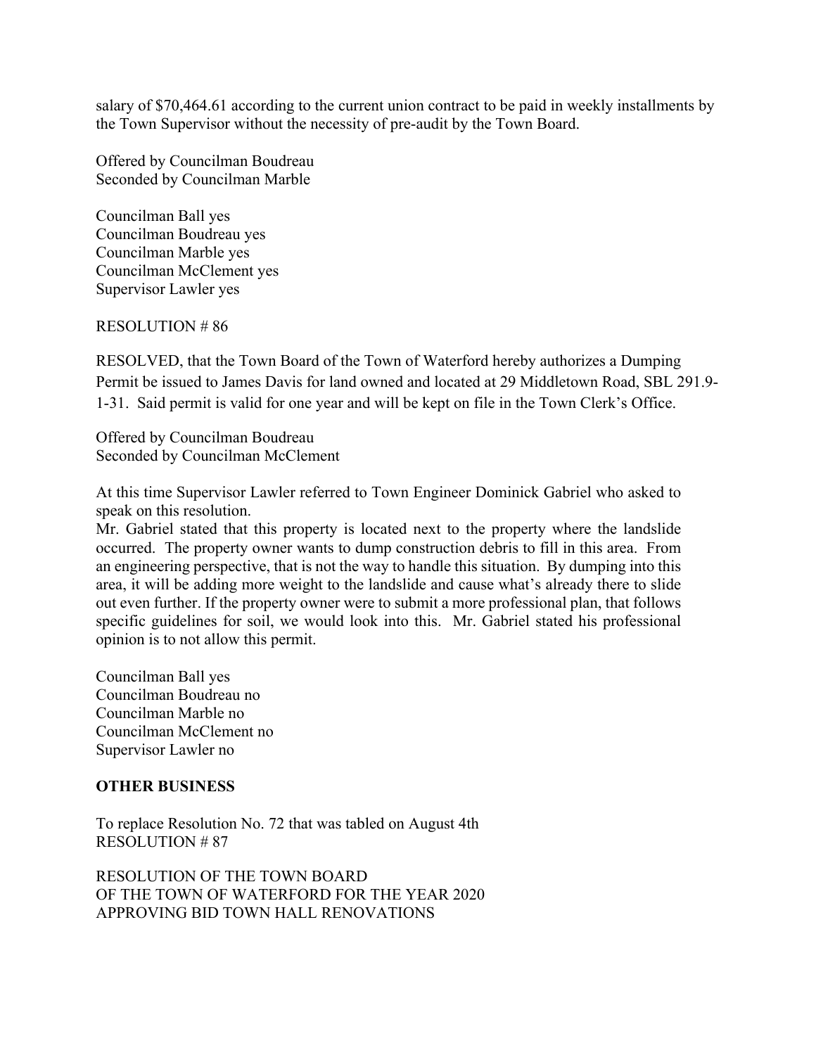salary of $70,464.61 according to the current union contract to be paid in weekly installments by the Town Supervisor without the necessity of pre-audit by the Town Board.

Offered by Councilman Boudreau
Seconded by Councilman Marble

Councilman Ball yes
Councilman Boudreau yes
Councilman Marble yes
Councilman McClement yes
Supervisor Lawler yes

RESOLUTION # 86

RESOLVED, that the Town Board of the Town of Waterford hereby authorizes a Dumping Permit be issued to James Davis for land owned and located at 29 Middletown Road, SBL 291.9-1-31. Said permit is valid for one year and will be kept on file in the Town Clerk's Office.

Offered by Councilman Boudreau
Seconded by Councilman McClement

At this time Supervisor Lawler referred to Town Engineer Dominick Gabriel who asked to speak on this resolution.
Mr. Gabriel stated that this property is located next to the property where the landslide occurred. The property owner wants to dump construction debris to fill in this area. From an engineering perspective, that is not the way to handle this situation. By dumping into this area, it will be adding more weight to the landslide and cause what's already there to slide out even further. If the property owner were to submit a more professional plan, that follows specific guidelines for soil, we would look into this. Mr. Gabriel stated his professional opinion is to not allow this permit.

Councilman Ball yes
Councilman Boudreau no
Councilman Marble no
Councilman McClement no
Supervisor Lawler no

**OTHER BUSINESS**

To replace Resolution No. 72 that was tabled on August 4th
RESOLUTION # 87

RESOLUTION OF THE TOWN BOARD
OF THE TOWN OF WATERFORD FOR THE YEAR 2020
APPROVING BID TOWN HALL RENOVATIONS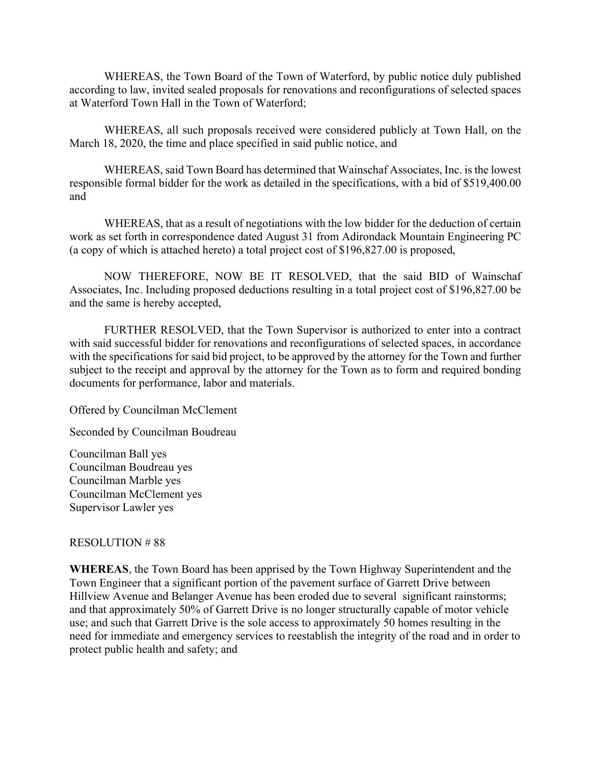WHEREAS, the Town Board of the Town of Waterford, by public notice duly published according to law, invited sealed proposals for renovations and reconfigurations of selected spaces at Waterford Town Hall in the Town of Waterford;

WHEREAS, all such proposals received were considered publicly at Town Hall, on the March 18, 2020, the time and place specified in said public notice, and

WHEREAS, said Town Board has determined that Wainschaf Associates, Inc. is the lowest responsible formal bidder for the work as detailed in the specifications, with a bid of $519,400.00 and

WHEREAS, that as a result of negotiations with the low bidder for the deduction of certain work as set forth in correspondence dated August 31 from Adirondack Mountain Engineering PC (a copy of which is attached hereto) a total project cost of $196,827.00 is proposed,

NOW THEREFORE, NOW BE IT RESOLVED, that the said BID of Wainschaf Associates, Inc. Including proposed deductions resulting in a total project cost of $196,827.00 be and the same is hereby accepted,

FURTHER RESOLVED, that the Town Supervisor is authorized to enter into a contract with said successful bidder for renovations and reconfigurations of selected spaces, in accordance with the specifications for said bid project, to be approved by the attorney for the Town and further subject to the receipt and approval by the attorney for the Town as to form and required bonding documents for performance, labor and materials.

Offered by Councilman McClement

Seconded by Councilman Boudreau

Councilman Ball yes
Councilman Boudreau yes
Councilman Marble yes
Councilman McClement yes
Supervisor Lawler yes

RESOLUTION # 88

**WHEREAS**, the Town Board has been apprised by the Town Highway Superintendent and the Town Engineer that a significant portion of the pavement surface of Garrett Drive between Hillview Avenue and Belanger Avenue has been eroded due to several significant rainstorms; and that approximately 50% of Garrett Drive is no longer structurally capable of motor vehicle use; and such that Garrett Drive is the sole access to approximately 50 homes resulting in the need for immediate and emergency services to reestablish the integrity of the road and in order to protect public health and safety; and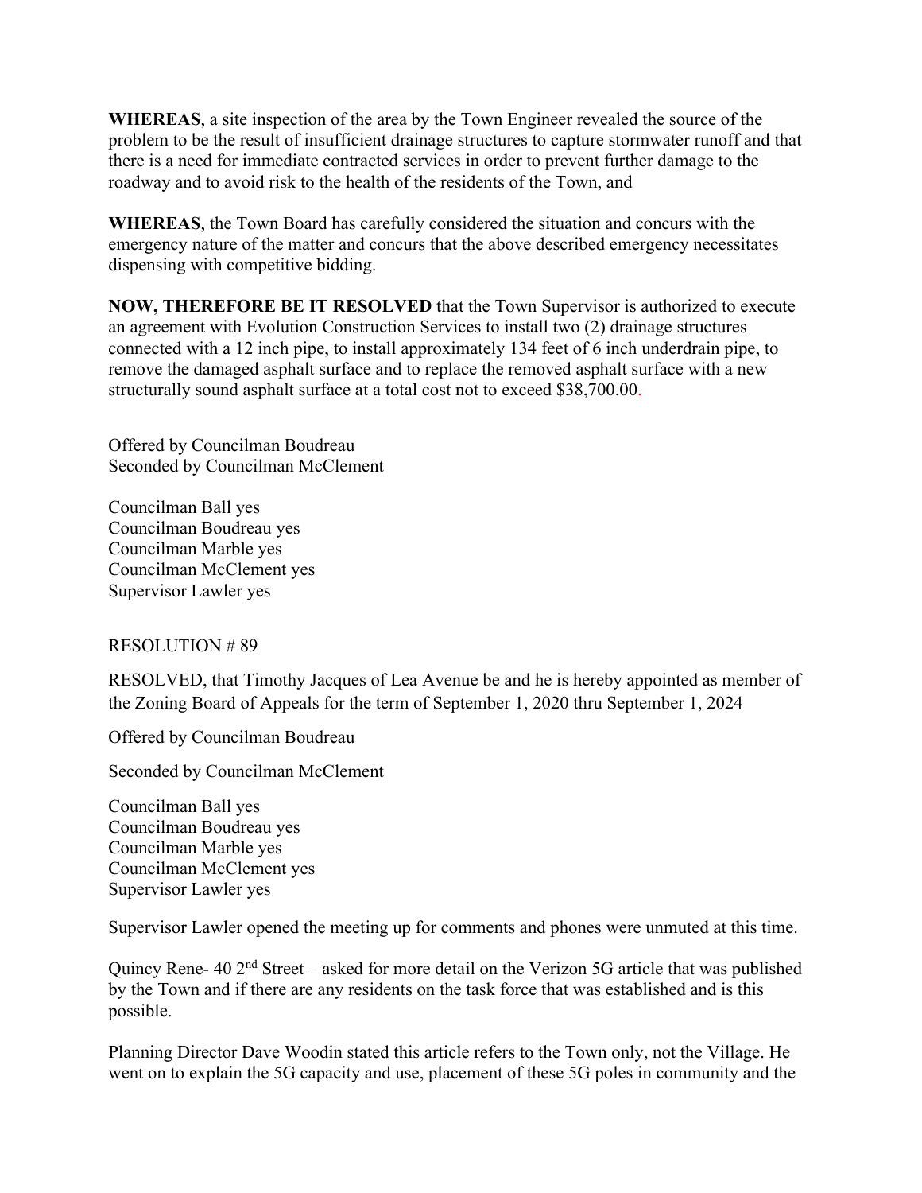**WHEREAS**, a site inspection of the area by the Town Engineer revealed the source of the problem to be the result of insufficient drainage structures to capture stormwater runoff and that there is a need for immediate contracted services in order to prevent further damage to the roadway and to avoid risk to the health of the residents of the Town, and

**WHEREAS**, the Town Board has carefully considered the situation and concurs with the emergency nature of the matter and concurs that the above described emergency necessitates dispensing with competitive bidding.

**NOW, THEREFORE BE IT RESOLVED** that the Town Supervisor is authorized to execute an agreement with Evolution Construction Services to install two (2) drainage structures connected with a 12 inch pipe, to install approximately 134 feet of 6 inch underdrain pipe, to remove the damaged asphalt surface and to replace the removed asphalt surface with a new structurally sound asphalt surface at a total cost not to exceed $38,700.00.

Offered by Councilman Boudreau
Seconded by Councilman McClement

Councilman Ball yes
Councilman Boudreau yes
Councilman Marble yes
Councilman McClement yes
Supervisor Lawler yes

RESOLUTION # 89

RESOLVED, that Timothy Jacques of Lea Avenue be and he is hereby appointed as member of the Zoning Board of Appeals for the term of September 1, 2020 thru September 1, 2024

Offered by Councilman Boudreau

Seconded by Councilman McClement

Councilman Ball yes
Councilman Boudreau yes
Councilman Marble yes
Councilman McClement yes
Supervisor Lawler yes

Supervisor Lawler opened the meeting up for comments and phones were unmuted at this time.

Quincy Rene- 40 2nd Street – asked for more detail on the Verizon 5G article that was published by the Town and if there are any residents on the task force that was established and is this possible.

Planning Director Dave Woodin stated this article refers to the Town only, not the Village. He went on to explain the 5G capacity and use, placement of these 5G poles in community and the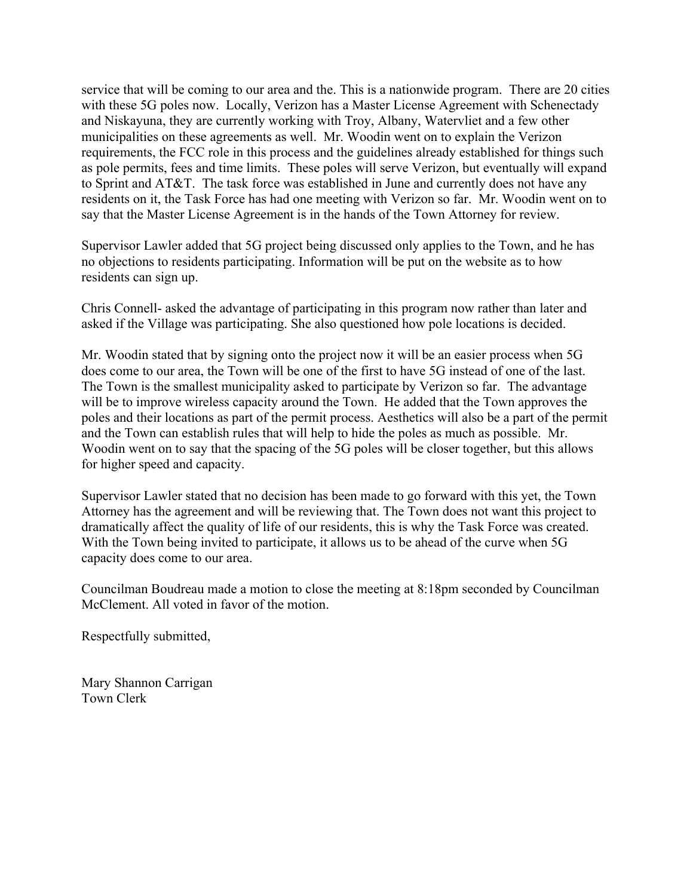service that will be coming to our area and the. This is a nationwide program. There are 20 cities with these 5G poles now. Locally, Verizon has a Master License Agreement with Schenectady and Niskayuna, they are currently working with Troy, Albany, Watervliet and a few other municipalities on these agreements as well. Mr. Woodin went on to explain the Verizon requirements, the FCC role in this process and the guidelines already established for things such as pole permits, fees and time limits. These poles will serve Verizon, but eventually will expand to Sprint and AT&T. The task force was established in June and currently does not have any residents on it, the Task Force has had one meeting with Verizon so far. Mr. Woodin went on to say that the Master License Agreement is in the hands of the Town Attorney for review.

Supervisor Lawler added that 5G project being discussed only applies to the Town, and he has no objections to residents participating. Information will be put on the website as to how residents can sign up.

Chris Connell- asked the advantage of participating in this program now rather than later and asked if the Village was participating. She also questioned how pole locations is decided.

Mr. Woodin stated that by signing onto the project now it will be an easier process when 5G does come to our area, the Town will be one of the first to have 5G instead of one of the last. The Town is the smallest municipality asked to participate by Verizon so far. The advantage will be to improve wireless capacity around the Town. He added that the Town approves the poles and their locations as part of the permit process. Aesthetics will also be a part of the permit and the Town can establish rules that will help to hide the poles as much as possible. Mr. Woodin went on to say that the spacing of the 5G poles will be closer together, but this allows for higher speed and capacity.

Supervisor Lawler stated that no decision has been made to go forward with this yet, the Town Attorney has the agreement and will be reviewing that. The Town does not want this project to dramatically affect the quality of life of our residents, this is why the Task Force was created. With the Town being invited to participate, it allows us to be ahead of the curve when 5G capacity does come to our area.

Councilman Boudreau made a motion to close the meeting at 8:18pm seconded by Councilman McClement. All voted in favor of the motion.

Respectfully submitted,

Mary Shannon Carrigan
Town Clerk